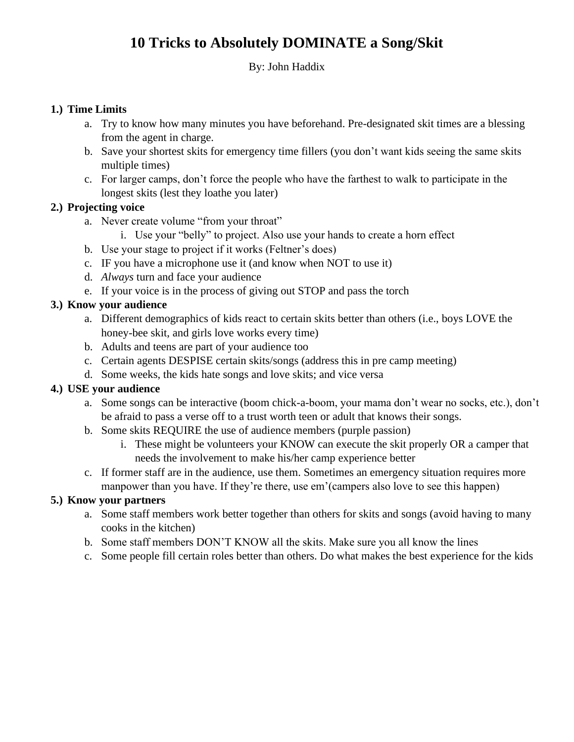# 10 Tricks to Absolutely DOMINATE a Song/Skit

By: John Haddix

**1.) Time Limits**

a. Try to know how many minutes you have beforehand. Pre-designated skit times are a blessing from the agent in charge.

b. Save your shortest skits for emergency time fillers (you don't want kids seeing the same skits multiple times)

c. For larger camps, don't force the people who have the farthest to walk to participate in the longest skits (lest they loathe you later)

**2.) Projecting voice**

a. Never create volume "from your throat"

   i. Use your "belly" to project. Also use your hands to create a horn effect

b. Use your stage to project if it works (Feltner's does)

c. IF you have a microphone use it (and know when NOT to use it)

d. *Always* turn and face your audience

e. If your voice is in the process of giving out STOP and pass the torch

**3.) Know your audience**

a. Different demographics of kids react to certain skits better than others (i.e., boys LOVE the honey-bee skit, and girls love works every time)

b. Adults and teens are part of your audience too

c. Certain agents DESPISE certain skits/songs (address this in pre camp meeting)

d. Some weeks, the kids hate songs and love skits; and vice versa

**4.) USE your audience**

a. Some songs can be interactive (boom chick-a-boom, your mama don't wear no socks, etc.), don't be afraid to pass a verse off to a trust worth teen or adult that knows their songs.

b. Some skits REQUIRE the use of audience members (purple passion)

   i. These might be volunteers your KNOW can execute the skit properly OR a camper that needs the involvement to make his/her camp experience better

c. If former staff are in the audience, use them. Sometimes an emergency situation requires more manpower than you have. If they're there, use em'(campers also love to see this happen)

**5.) Know your partners**

a. Some staff members work better together than others for skits and songs (avoid having to many cooks in the kitchen)

b. Some staff members DON'T KNOW all the skits. Make sure you all know the lines

c. Some people fill certain roles better than others. Do what makes the best experience for the kids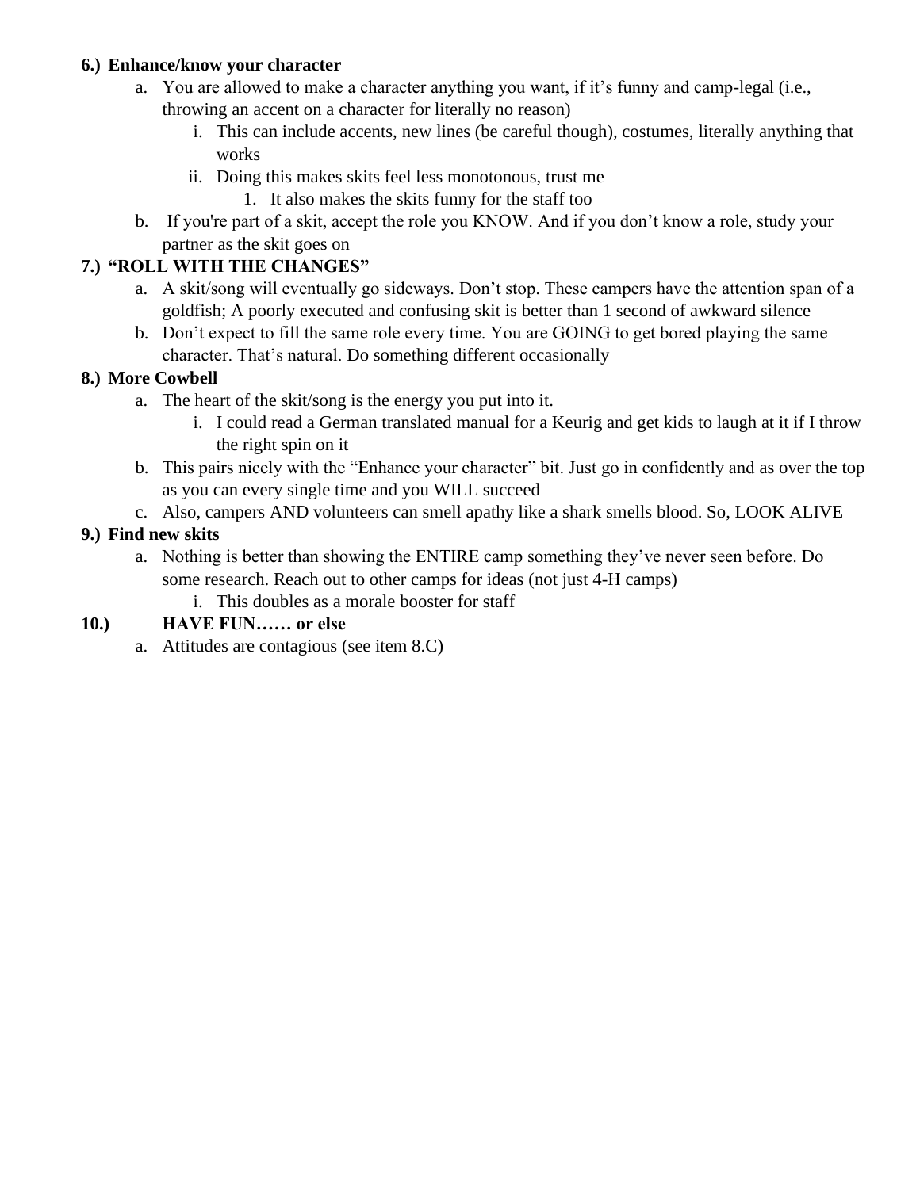**6.) Enhance/know your character**

- a. You are allowed to make a character anything you want, if it's funny and camp-legal (i.e., throwing an accent on a character for literally no reason)
  - i. This can include accents, new lines (be careful though), costumes, literally anything that works
  - ii. Doing this makes skits feel less monotonous, trust me
    - 1. It also makes the skits funny for the staff too
- b. If you're part of a skit, accept the role you KNOW. And if you don't know a role, study your partner as the skit goes on

**7.) "ROLL WITH THE CHANGES"**

- a. A skit/song will eventually go sideways. Don't stop. These campers have the attention span of a goldfish; A poorly executed and confusing skit is better than 1 second of awkward silence
- b. Don't expect to fill the same role every time. You are GOING to get bored playing the same character. That's natural. Do something different occasionally

**8.) More Cowbell**

- a. The heart of the skit/song is the energy you put into it.
  - i. I could read a German translated manual for a Keurig and get kids to laugh at it if I throw the right spin on it
- b. This pairs nicely with the "Enhance your character" bit. Just go in confidently and as over the top as you can every single time and you WILL succeed
- c. Also, campers AND volunteers can smell apathy like a shark smells blood. So, LOOK ALIVE

**9.) Find new skits**

- a. Nothing is better than showing the ENTIRE camp something they've never seen before. Do some research. Reach out to other camps for ideas (not just 4-H camps)
  - i. This doubles as a morale booster for staff

**10.) HAVE FUN…… or else**

- a. Attitudes are contagious (see item 8.C)